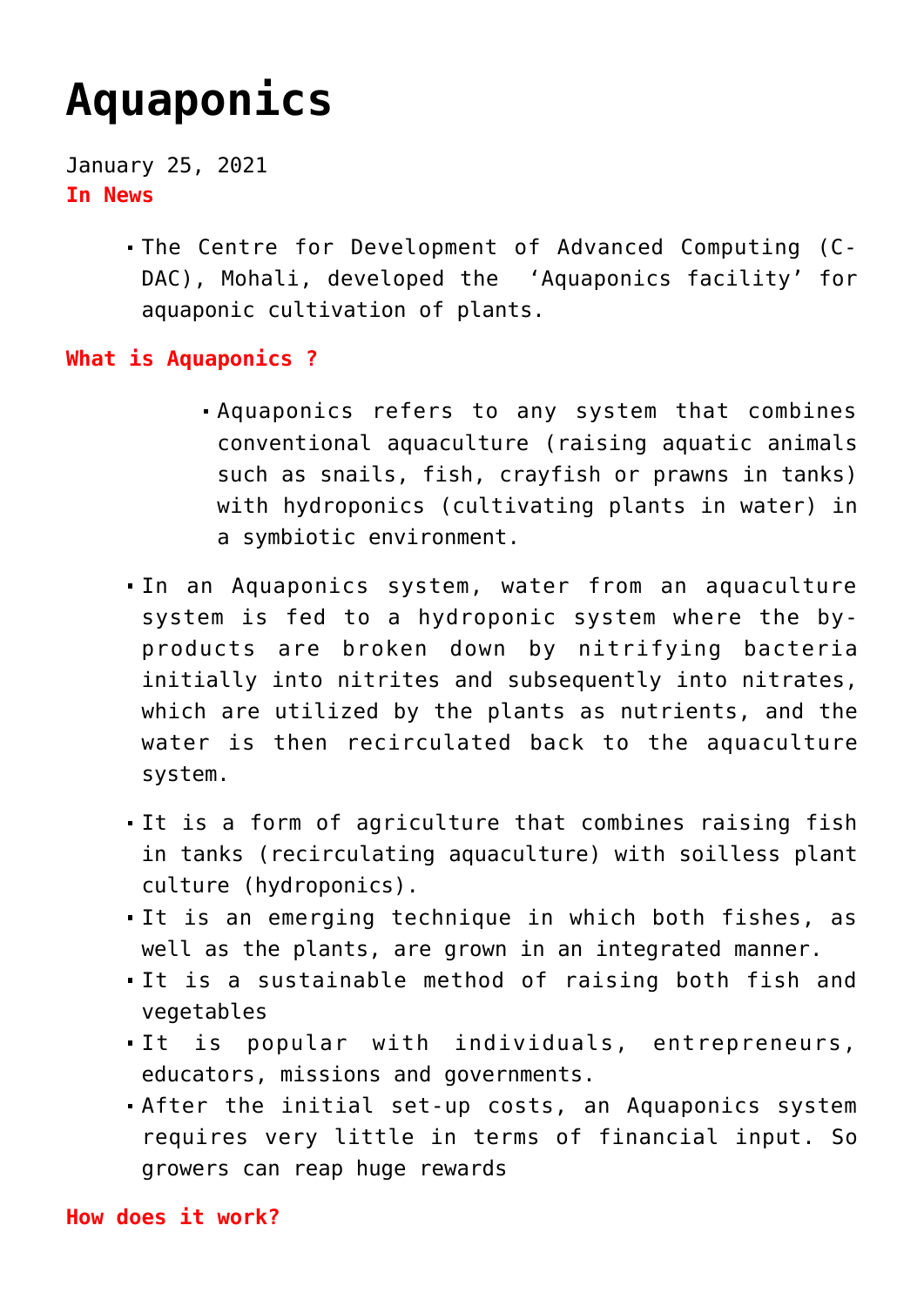# Aquaponics

January 25, 2021

**In News**

- The Centre for Development of Advanced Computing (C-DAC), Mohali, developed the 'Aquaponics facility' for aquaponic cultivation of plants.

**What is Aquaponics ?**

- Aquaponics refers to any system that combines conventional aquaculture (raising aquatic animals such as snails, fish, crayfish or prawns in tanks) with hydroponics (cultivating plants in water) in a symbiotic environment.

- In an Aquaponics system, water from an aquaculture system is fed to a hydroponic system where the by-products are broken down by nitrifying bacteria initially into nitrites and subsequently into nitrates, which are utilized by the plants as nutrients, and the water is then recirculated back to the aquaculture system.
- It is a form of agriculture that combines raising fish in tanks (recirculating aquaculture) with soilless plant culture (hydroponics).
- It is an emerging technique in which both fishes, as well as the plants, are grown in an integrated manner.
- It is a sustainable method of raising both fish and vegetables
- It is popular with individuals, entrepreneurs, educators, missions and governments.
- After the initial set-up costs, an Aquaponics system requires very little in terms of financial input. So growers can reap huge rewards

**How does it work?**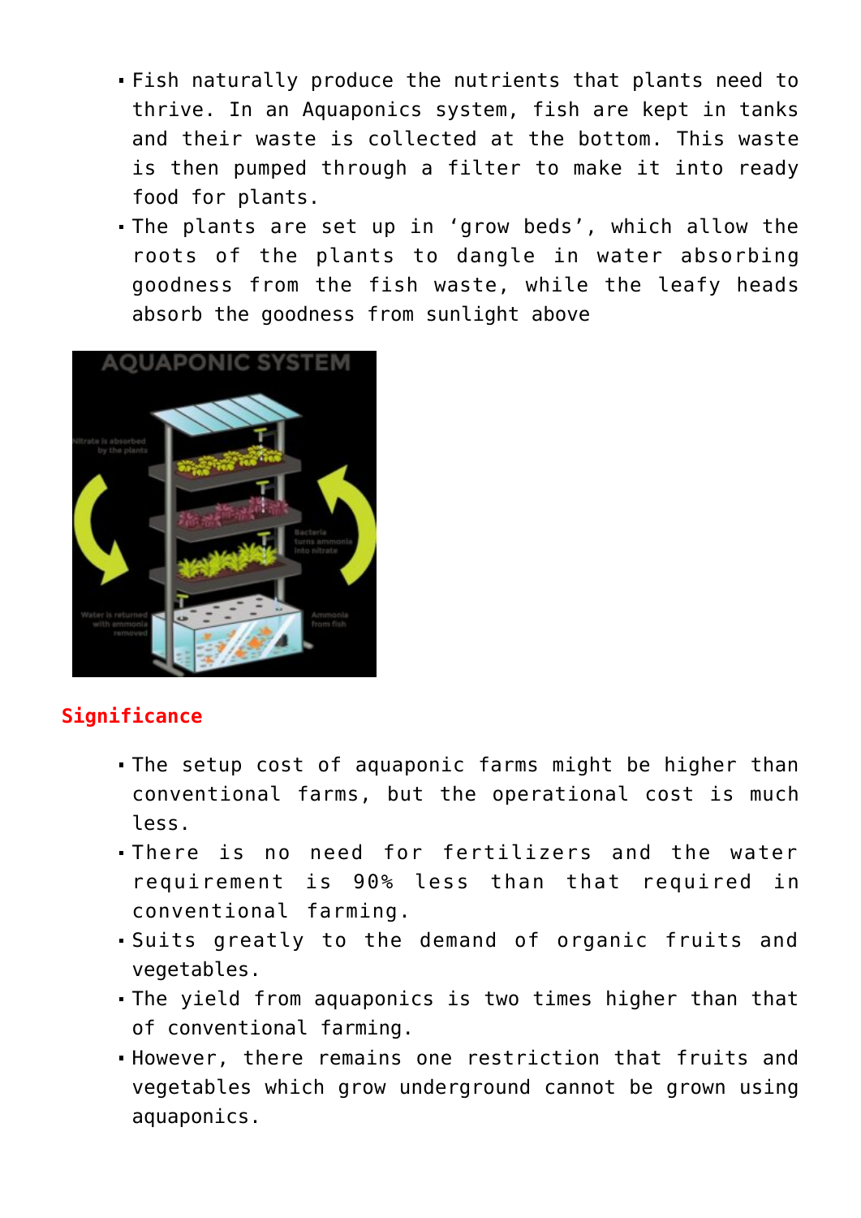- Fish naturally produce the nutrients that plants need to thrive. In an Aquaponics system, fish are kept in tanks and their waste is collected at the bottom. This waste is then pumped through a filter to make it into ready food for plants.
- The plants are set up in 'grow beds', which allow the roots of the plants to dangle in water absorbing goodness from the fish waste, while the leafy heads absorb the goodness from sunlight above

## Significance

- The setup cost of aquaponic farms might be higher than conventional farms, but the operational cost is much less.
- There is no need for fertilizers and the water requirement is 90% less than that required in conventional farming.
- Suits greatly to the demand of organic fruits and vegetables.
- The yield from aquaponics is two times higher than that of conventional farming.
- However, there remains one restriction that fruits and vegetables which grow underground cannot be grown using aquaponics.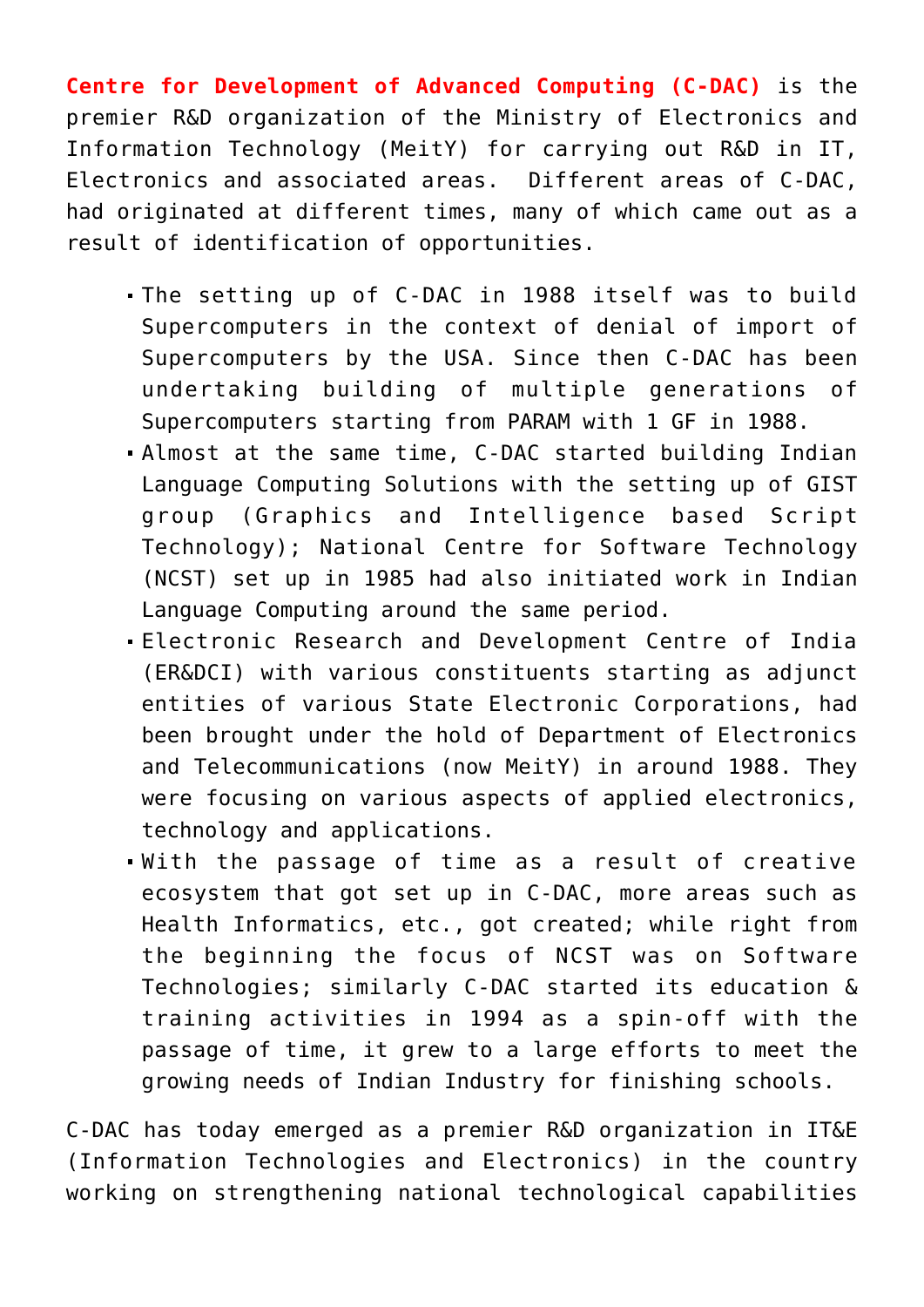**Centre for Development of Advanced Computing (C-DAC)** is the premier R&D organization of the Ministry of Electronics and Information Technology (MeitY) for carrying out R&D in IT, Electronics and associated areas. Different areas of C-DAC, had originated at different times, many of which came out as a result of identification of opportunities.

- The setting up of C-DAC in 1988 itself was to build Supercomputers in the context of denial of import of Supercomputers by the USA. Since then C-DAC has been undertaking building of multiple generations of Supercomputers starting from PARAM with 1 GF in 1988.
- Almost at the same time, C-DAC started building Indian Language Computing Solutions with the setting up of GIST group (Graphics and Intelligence based Script Technology); National Centre for Software Technology (NCST) set up in 1985 had also initiated work in Indian Language Computing around the same period.
- Electronic Research and Development Centre of India (ER&DCI) with various constituents starting as adjunct entities of various State Electronic Corporations, had been brought under the hold of Department of Electronics and Telecommunications (now MeitY) in around 1988. They were focusing on various aspects of applied electronics, technology and applications.
- With the passage of time as a result of creative ecosystem that got set up in C-DAC, more areas such as Health Informatics, etc., got created; while right from the beginning the focus of NCST was on Software Technologies; similarly C-DAC started its education & training activities in 1994 as a spin-off with the passage of time, it grew to a large efforts to meet the growing needs of Indian Industry for finishing schools.

C-DAC has today emerged as a premier R&D organization in IT&E (Information Technologies and Electronics) in the country working on strengthening national technological capabilities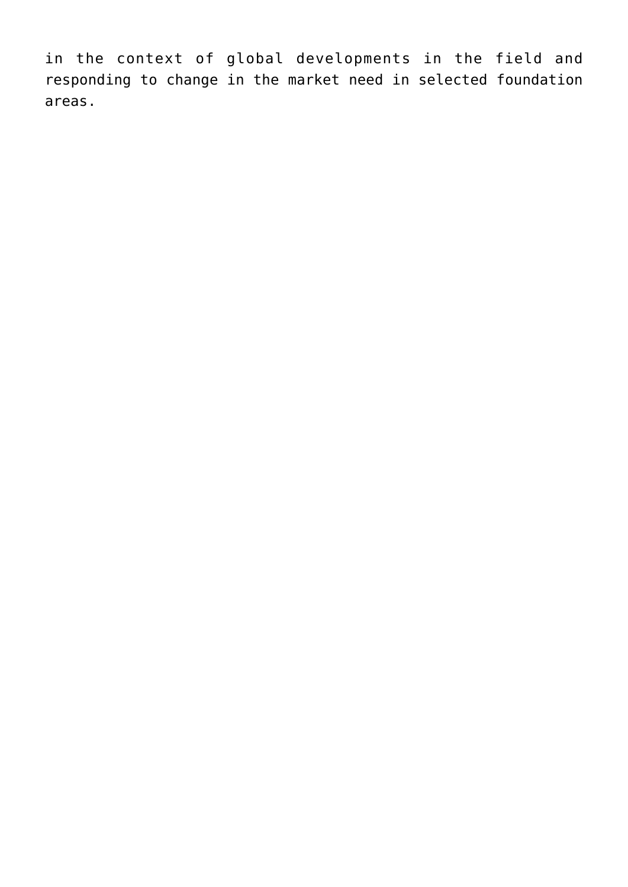in the context of global developments in the field and responding to change in the market need in selected foundation areas.